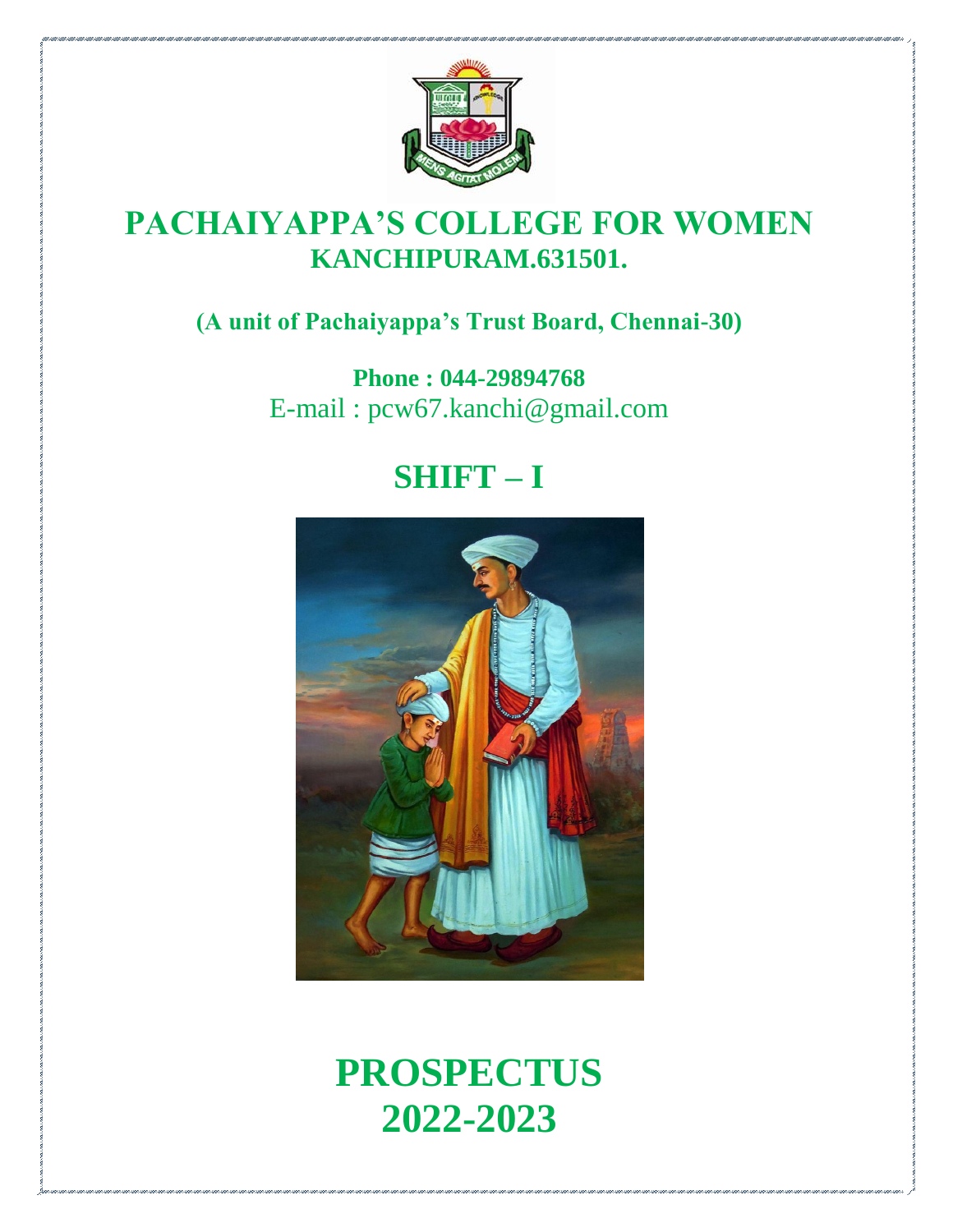# PACHAIYAPPA'S COLLEGE FOR WOMEN

**KANCHIPURAM.631501.**

**(A unit of Pachaiyappa's Trust Board, Chennai-30)**

**Phone : 044-29894768**

E-mail : pcw67.kanchi@gmail.com

## SHIFT – I

# PROSPECTUS 2022-2023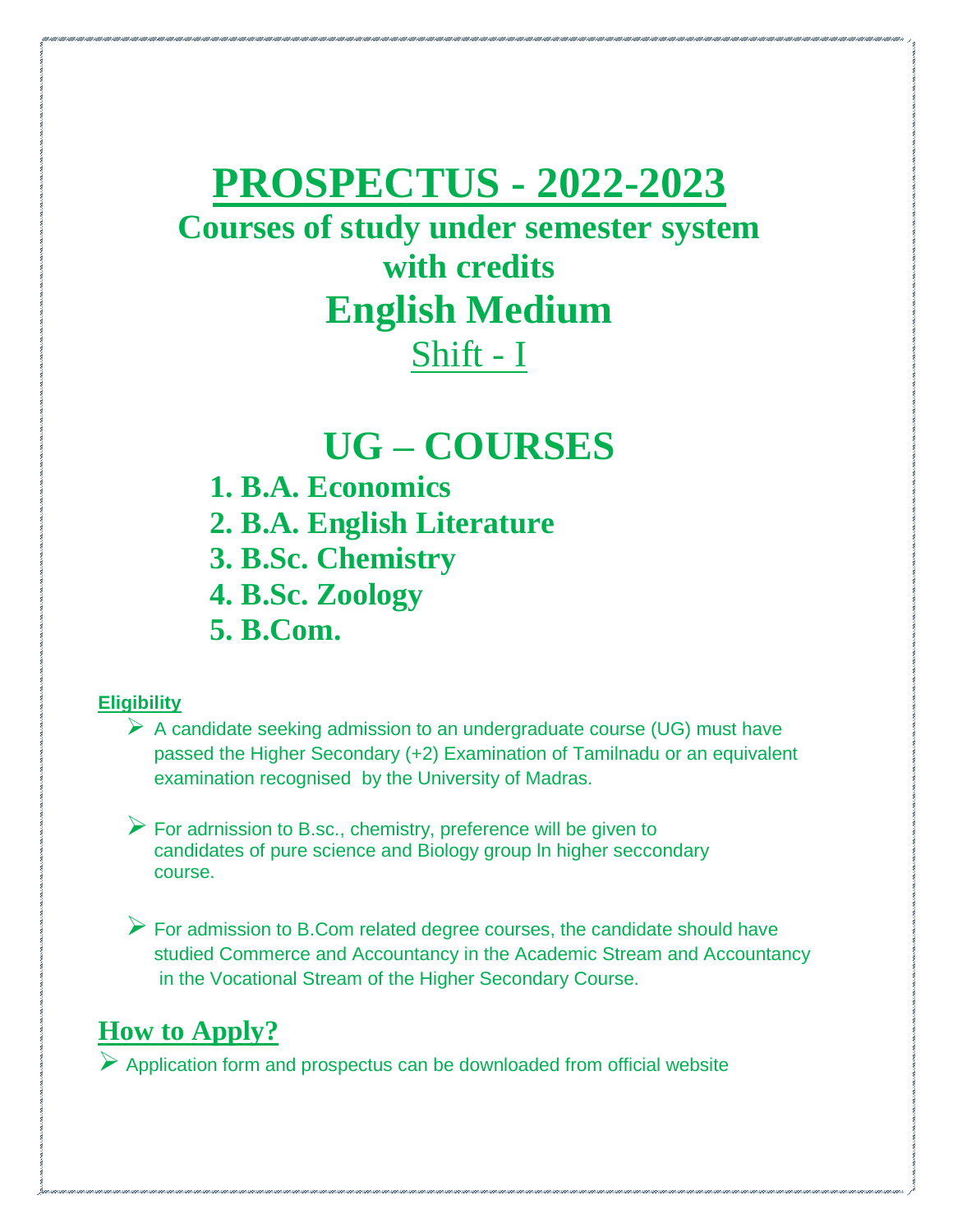# PROSPECTUS - 2022-2023

## Courses of study under semester system with credits

## English Medium

## Shift - I

# UG – COURSES

1. **B.A. Economics**
2. **B.A. English Literature**
3. **B.Sc. Chemistry**
4. **B.Sc. Zoology**
5. **B.Com.**

**Eligibility**

- A candidate seeking admission to an undergraduate course (UG) must have passed the Higher Secondary (+2) Examination of Tamilnadu or an equivalent examination recognised by the University of Madras.

- For adrnission to B.sc., chemistry, preference will be given to candidates of pure science and Biology group ln higher seccondary course.

- For admission to B.Com related degree courses, the candidate should have studied Commerce and Accountancy in the Academic Stream and Accountancy in the Vocational Stream of the Higher Secondary Course.

## How to Apply?

- Application form and prospectus can be downloaded from official website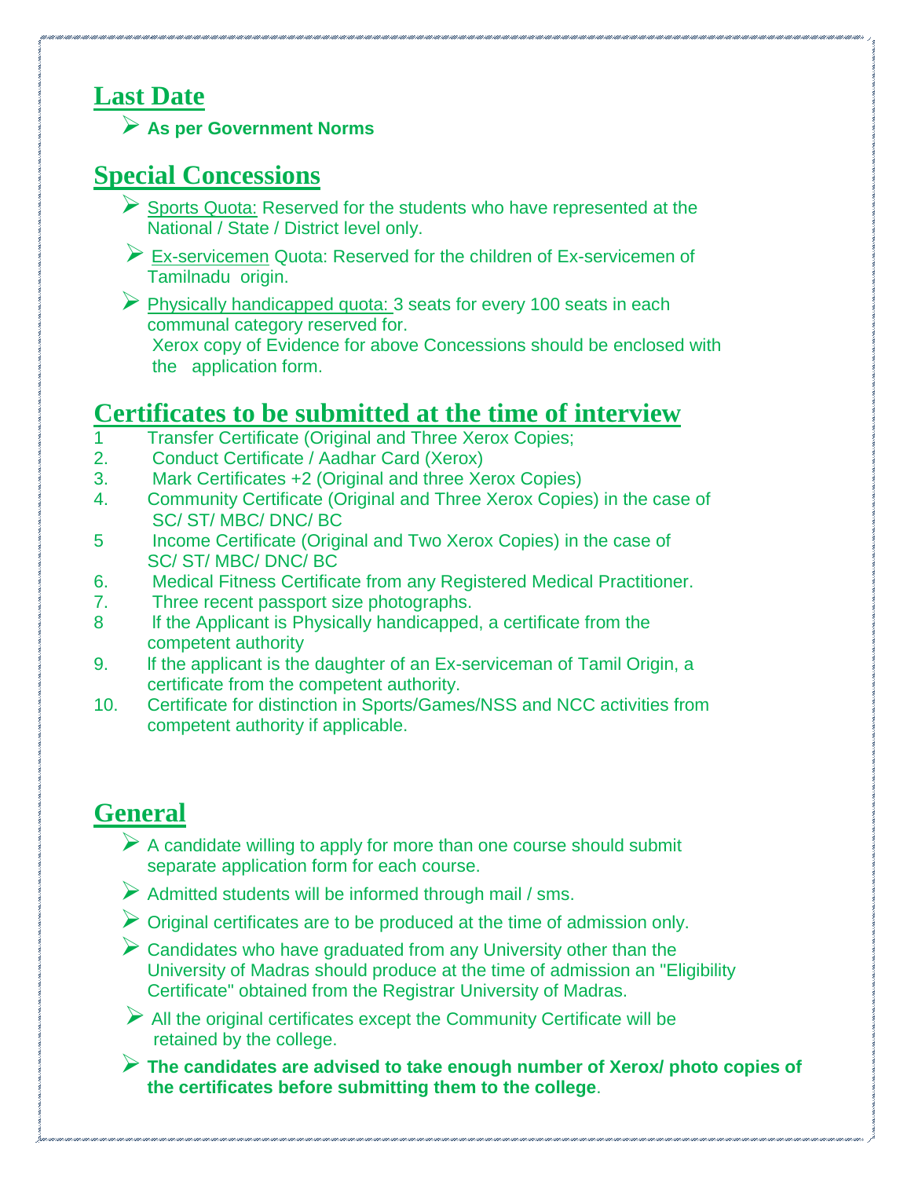## Last Date

- **As per Government Norms**

## Special Concessions

- Sports Quota: Reserved for the students who have represented at the National / State / District level only.
- Ex-servicemen Quota: Reserved for the children of Ex-servicemen of Tamilnadu origin.
- Physically handicapped quota: 3 seats for every 100 seats in each communal category reserved for.
  Xerox copy of Evidence for above Concessions should be enclosed with the application form.

## Certificates to be submitted at the time of interview

1. Transfer Certificate (Original and Three Xerox Copies;
2. Conduct Certificate / Aadhar Card (Xerox)
3. Mark Certificates +2 (Original and three Xerox Copies)
4. Community Certificate (Original and Three Xerox Copies) in the case of SC/ ST/ MBC/ DNC/ BC
5. Income Certificate (Original and Two Xerox Copies) in the case of SC/ ST/ MBC/ DNC/ BC
6. Medical Fitness Certificate from any Registered Medical Practitioner.
7. Three recent passport size photographs.
8. If the Applicant is Physically handicapped, a certificate from the competent authority
9. If the applicant is the daughter of an Ex-serviceman of Tamil Origin, a certificate from the competent authority.
10. Certificate for distinction in Sports/Games/NSS and NCC activities from competent authority if applicable.

## General

- A candidate willing to apply for more than one course should submit separate application form for each course.
- Admitted students will be informed through mail / sms.
- Original certificates are to be produced at the time of admission only.
- Candidates who have graduated from any University other than the University of Madras should produce at the time of admission an "Eligibility Certificate" obtained from the Registrar University of Madras.
- All the original certificates except the Community Certificate will be retained by the college.
- **The candidates are advised to take enough number of Xerox/ photo copies of the certificates before submitting them to the college**.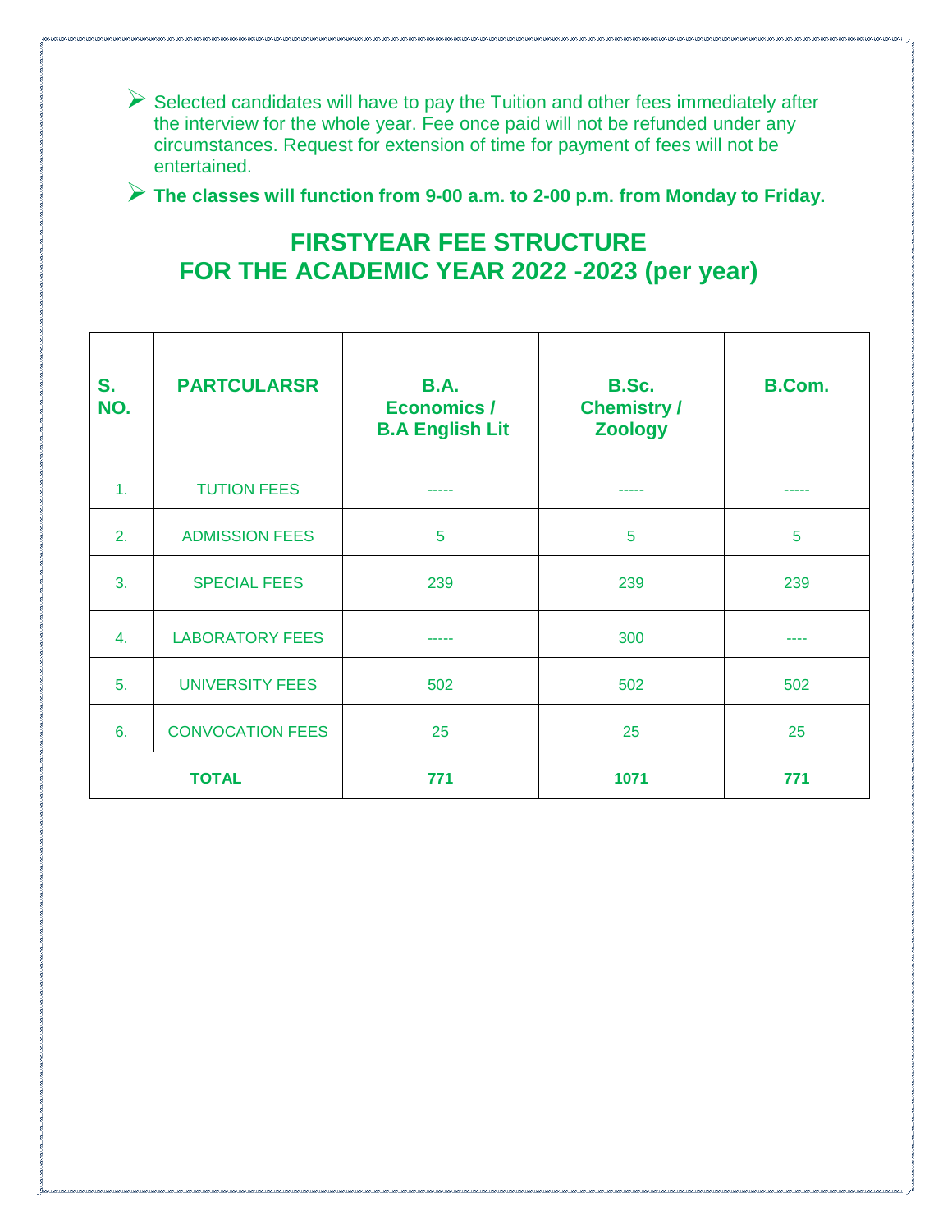- Selected candidates will have to pay the Tuition and other fees immediately after the interview for the whole year. Fee once paid will not be refunded under any circumstances. Request for extension of time for payment of fees will not be entertained.
- **The classes will function from 9-00 a.m. to 2-00 p.m. from Monday to Friday.**

## FIRSTYEAR FEE STRUCTURE
## FOR THE ACADEMIC YEAR 2022 -2023 (per year)

| S. NO. | PARTCULARSR | B.A. Economics / B.A English Lit | B.Sc. Chemistry / Zoology | B.Com. |
|---|---|---|---|---|
| 1. | TUTION FEES | ----- | ----- | ----- |
| 2. | ADMISSION FEES | 5 | 5 | 5 |
| 3. | SPECIAL FEES | 239 | 239 | 239 |
| 4. | LABORATORY FEES | ----- | 300 | ---- |
| 5. | UNIVERSITY FEES | 502 | 502 | 502 |
| 6. | CONVOCATION FEES | 25 | 25 | 25 |
| **TOTAL** | | **771** | **1071** | **771** |